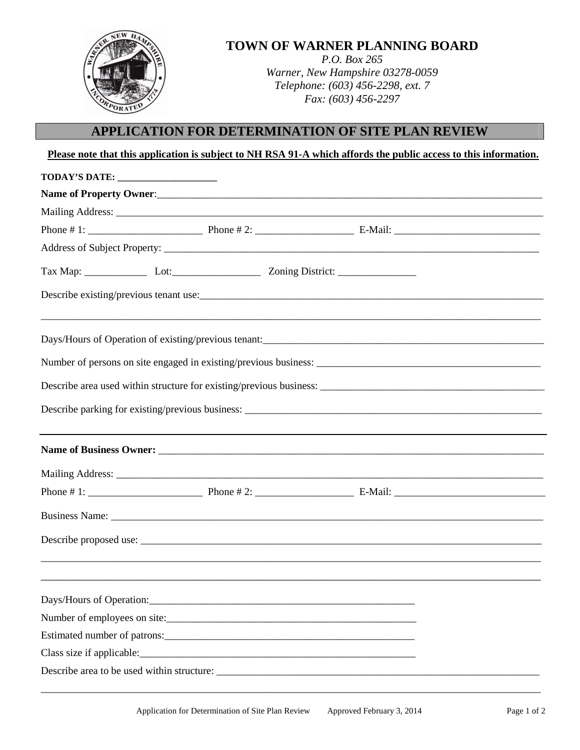# TOWN OF WARNER PLANNING BOARD

*P.O. Box 265*
*Warner, New Hampshire 03278-0059*
*Telephone: (603) 456-2298, ext. 7*
*Fax: (603) 456-2297*

## APPLICATION FOR DETERMINATION OF SITE PLAN REVIEW

**Please note that this application is subject to NH RSA 91-A which affords the public access to this information.**

**TODAY'S DATE:** ____________________

**Name of Property Owner**:______________________________________________________________________

Mailing Address: ________________________________________________________________________________

Phone # 1: ______________________ Phone # 2: ___________________ E-Mail: _____________________________

Address of Subject Property: ______________________________________________________________________

Tax Map: ____________ Lot:_________________ Zoning District: _______________

Describe existing/previous tenant use:_______________________________________________________________

______________________________________________________________________________________________

Days/Hours of Operation of existing/previous tenant:_____________________________________________________

Number of persons on site engaged in existing/previous business: _____________________________________________

Describe area used within structure for existing/previous business: _____________________________________________

Describe parking for existing/previous business: ___________________________________________________________

---

**Name of Business Owner:** ______________________________________________________________________

Mailing Address: ________________________________________________________________________________

Phone # 1: ______________________ Phone # 2: ___________________ E-Mail: _____________________________

Business Name: _________________________________________________________________________________

Describe proposed use: ___________________________________________________________________________

______________________________________________________________________________________________

______________________________________________________________________________________________

Days/Hours of Operation:_____________________________________________________

Number of employees on site:__________________________________________________

Estimated number of patrons:__________________________________________________

Class size if applicable:________________________________________________________

Describe area to be used within structure: _________________________________________________________________

______________________________________________________________________________________________

Application for Determination of Site Plan Review Approved February 3, 2014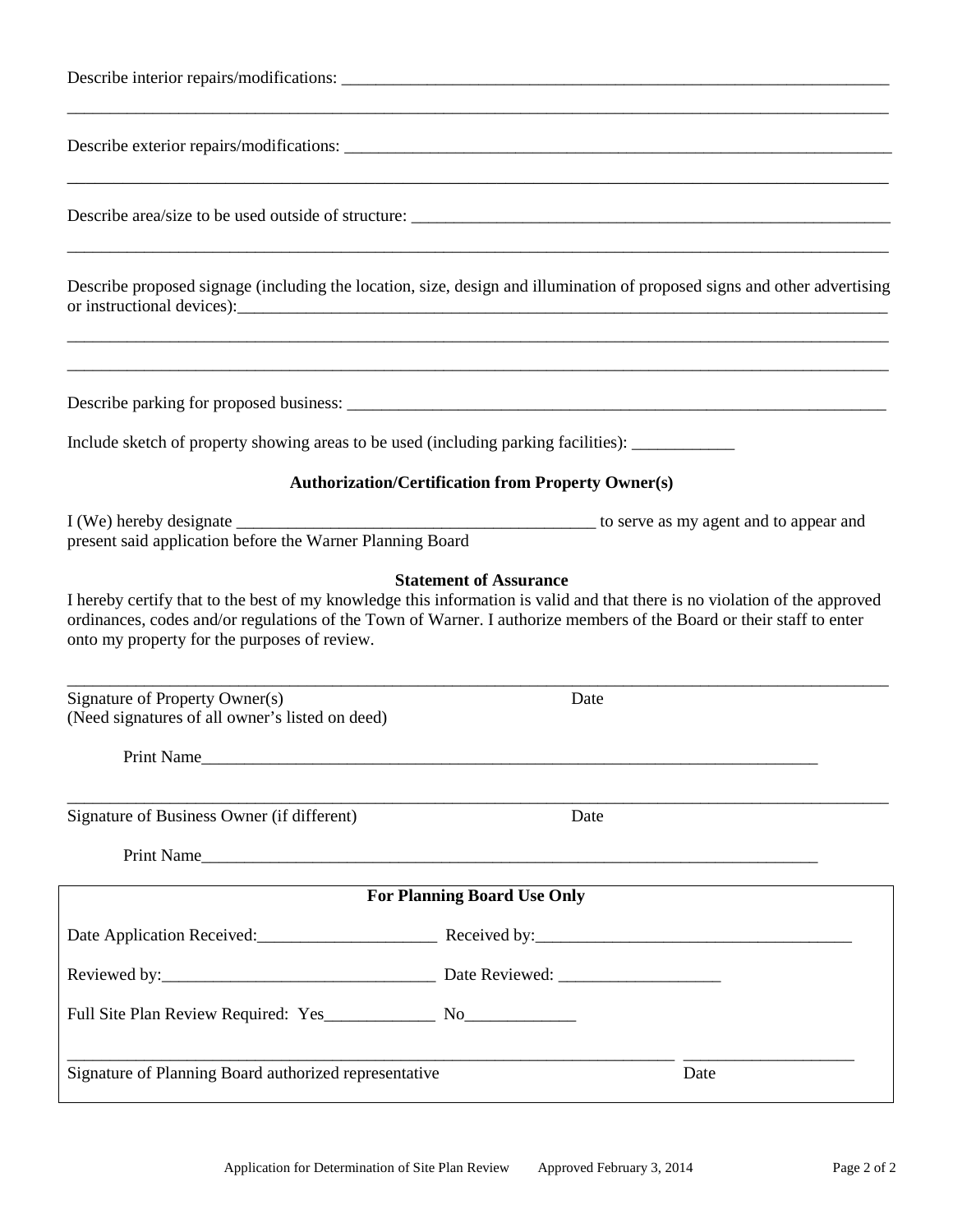Describe interior repairs/modifications: ____________________________________________________________________

____________________________________________________________________________________________

Describe exterior repairs/modifications: ____________________________________________________________________

____________________________________________________________________________________________

Describe area/size to be used outside of structure: ______________________________________________________

____________________________________________________________________________________________

Describe proposed signage (including the location, size, design and illumination of proposed signs and other advertising or instructional devices):_________________________________________________________________________

____________________________________________________________________________________________

____________________________________________________________________________________________

Describe parking for proposed business: ____________________________________________________________________

Include sketch of property showing areas to be used (including parking facilities): ____________

**Authorization/Certification from Property Owner(s)**

I (We) hereby designate ___________________________________________ to serve as my agent and to appear and present said application before the Warner Planning Board

**Statement of Assurance**

I hereby certify that to the best of my knowledge this information is valid and that there is no violation of the approved ordinances, codes and/or regulations of the Town of Warner. I authorize members of the Board or their staff to enter onto my property for the purposes of review.

____________________________________________________________________________________________

Signature of Property Owner(s) Date
(Need signatures of all owner's listed on deed)

Print Name_____________________________________________________________________________

____________________________________________________________________________________________

Signature of Business Owner (if different) Date

Print Name_____________________________________________________________________________

**For Planning Board Use Only**

Date Application Received:_____________________ Received by:_____________________________________

Reviewed by:________________________________ Date Reviewed: ___________________

Full Site Plan Review Required: Yes_____________ No_____________

__________________________________________________________________________ ____________________

Signature of Planning Board authorized representative Date

Application for Determination of Site Plan Review Approved February 3, 2014